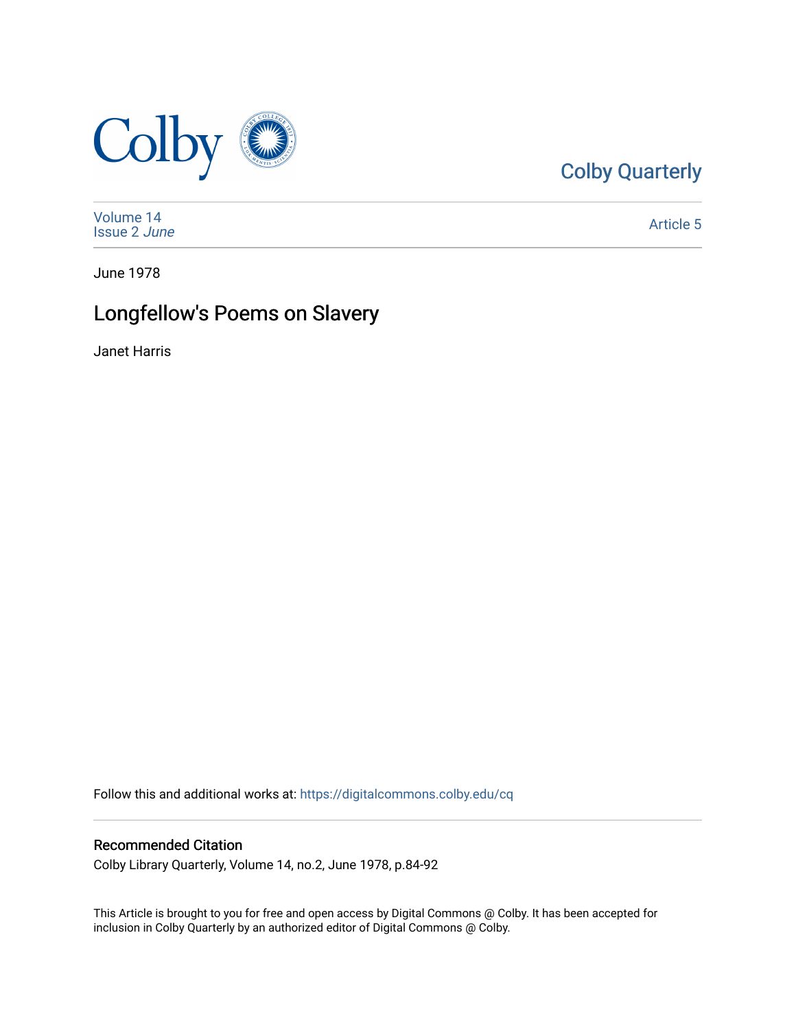Colby Quarterly

Volume 14
Issue 2 *June*

Article 5

June 1978

# Longfellow's Poems on Slavery

Janet Harris

Follow this and additional works at: https://digitalcommons.colby.edu/cq

## Recommended Citation

Colby Library Quarterly, Volume 14, no.2, June 1978, p.84-92

This Article is brought to you for free and open access by Digital Commons @ Colby. It has been accepted for inclusion in Colby Quarterly by an authorized editor of Digital Commons @ Colby.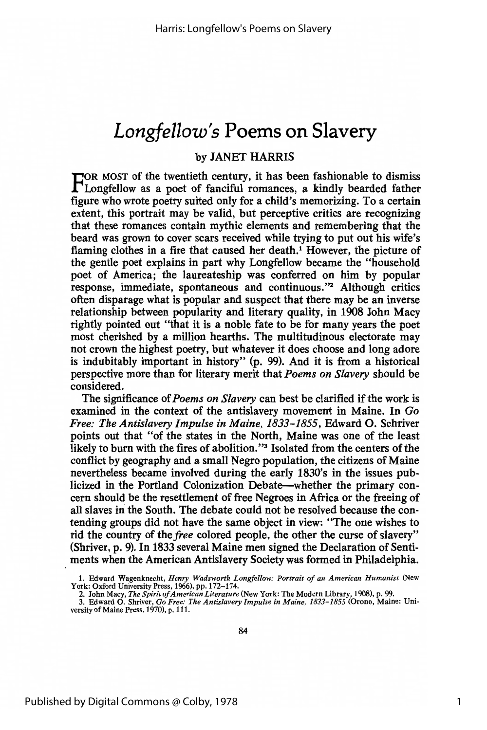# *Longfellow's* Poems on Slavery

by JANET HARRIS

FOR MOST of the twentieth century, it has been fashionable to dismiss Longfellow as a poet of fanciful romances, a kindly bearded father figure who wrote poetry suited only for a child's memorizing. To a certain extent, this portrait may be valid, but perceptive critics are recognizing that these romances contain mythic elements and remembering that the beard was grown to cover scars received while trying to put out his wife's flaming clothes in a fire that caused her death.[1] However, the picture of the gentle poet explains in part why Longfellow became the "household poet of America; the laureateship was conferred on him by popular response, immediate, spontaneous and continuous."[2] Although critics often disparage what is popular and suspect that there may be an inverse relationship between popularity and literary quality, in 1908 John Macy rightly pointed out "that it is a noble fate to be for many years the poet most cherished by a million hearths. The multitudinous electorate may not crown the highest poetry, but whatever it does choose and long adore is indubitably important in history" (p. 99). And it is from a historical perspective more than for literary merit that *Poems on Slavery* should be considered.

The significance of *Poems on Slavery* can best be clarified if the work is examined in the context of the antislavery movement in Maine. In *Go Free: The Antislavery Impulse in Maine, 1833-1855*, Edward O. Schriver points out that "of the states in the North, Maine was one of the least likely to burn with the fires of abolition."[3] Isolated from the centers of the conflict by geography and a small Negro population, the citizens of Maine nevertheless became involved during the early 1830's in the issues publicized in the Portland Colonization Debate—whether the primary concern should be the resettlement of free Negroes in Africa or the freeing of all slaves in the South. The debate could not be resolved because the contending groups did not have the same object in view: "The one wishes to rid the country of the *free* colored people, the other the curse of slavery" (Shriver, p. 9). In 1833 several Maine men signed the Declaration of Sentiments when the American Antislavery Society was formed in Philadelphia.

1. Edward Wagenknecht, *Henry Wadsworth Longfellow: Portrait of an American Humanist* (New York: Oxford University Press, 1966), pp. 172-174.
2. John Macy, *The Spirit of American Literature* (New York: The Modern Library, 1908), p. 99.
3. Edward O. Shriver, *Go Free: The Antislavery Impulse in Maine, 1833-1855* (Orono, Maine: University of Maine Press, 1970), p. 111.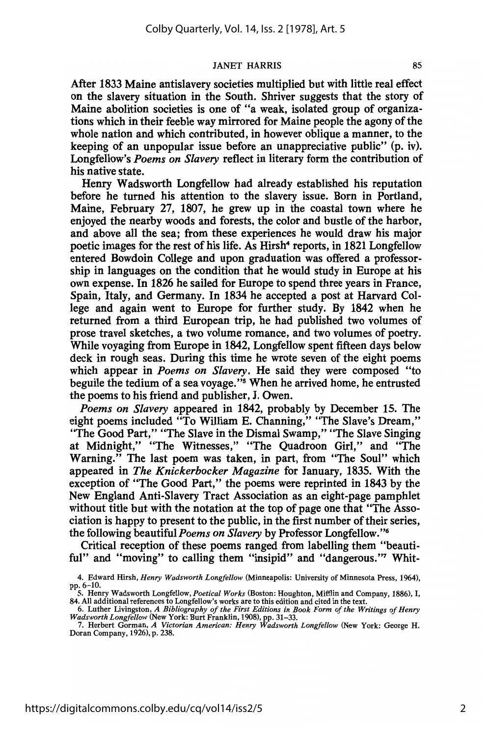After 1833 Maine antislavery societies multiplied but with little real effect on the slavery situation in the South. Shriver suggests that the story of Maine abolition societies is one of "a weak, isolated group of organizations which in their feeble way mirrored for Maine people the agony of the whole nation and which contributed, in however oblique a manner, to the keeping of an unpopular issue before an unappreciative public" (p. iv). Longfellow's *Poems on Slavery* reflect in literary form the contribution of his native state.

Henry Wadsworth Longfellow had already established his reputation before he turned his attention to the slavery issue. Born in Portland, Maine, February 27, 1807, he grew up in the coastal town where he enjoyed the nearby woods and forests, the color and bustle of the harbor, and above all the sea; from these experiences he would draw his major poetic images for the rest of his life. As Hirsh[4] reports, in 1821 Longfellow entered Bowdoin College and upon graduation was offered a professorship in languages on the condition that he would study in Europe at his own expense. In 1826 he sailed for Europe to spend three years in France, Spain, Italy, and Germany. In 1834 he accepted a post at Harvard College and again went to Europe for further study. By 1842 when he returned from a third European trip, he had published two volumes of prose travel sketches, a two volume romance, and two volumes of poetry. While voyaging from Europe in 1842, Longfellow spent fifteen days below deck in rough seas. During this time he wrote seven of the eight poems which appear in *Poems on Slavery*. He said they were composed "to beguile the tedium of a sea voyage."[5] When he arrived home, he entrusted the poems to his friend and publisher, J. Owen.

*Poems on Slavery* appeared in 1842, probably by December 15. The eight poems included "To William E. Channing," "The Slave's Dream," "The Good Part," "The Slave in the Dismal Swamp," "The Slave Singing at Midnight," "The Witnesses," "The Quadroon Girl," and "The Warning." The last poem was taken, in part, from "The Soul" which appeared in *The Knickerbocker Magazine* for January, 1835. With the exception of "The Good Part," the poems were reprinted in 1843 by the New England Anti-Slavery Tract Association as an eight-page pamphlet without title but with the notation at the top of page one that "The Association is happy to present to the public, in the first number of their series, the following beautiful *Poems on Slavery* by Professor Longfellow."[6]

Critical reception of these poems ranged from labelling them "beautiful" and "moving" to calling them "insipid" and "dangerous."[7] Whit-

4. Edward Hirsh, *Henry Wadsworth Longfellow* (Minneapolis: University of Minnesota Press, 1964), pp. 6–10.

5. Henry Wadsworth Longfellow, *Poetical Works* (Boston: Houghton, Mifflin and Company, 1886), I, 84. All additional references to Longfellow's works are to this edition and cited in the text.

6. Luther Livingston, *A Bibliography of the First Editions in Book Form of the Writings of Henry Wadsworth Longfellow* (New York: Burt Franklin, 1908), pp. 31–33.

7. Herbert Gorman, *A Victorian American: Henry Wadsworth Longfellow* (New York: George H. Doran Company, 1926), p. 238.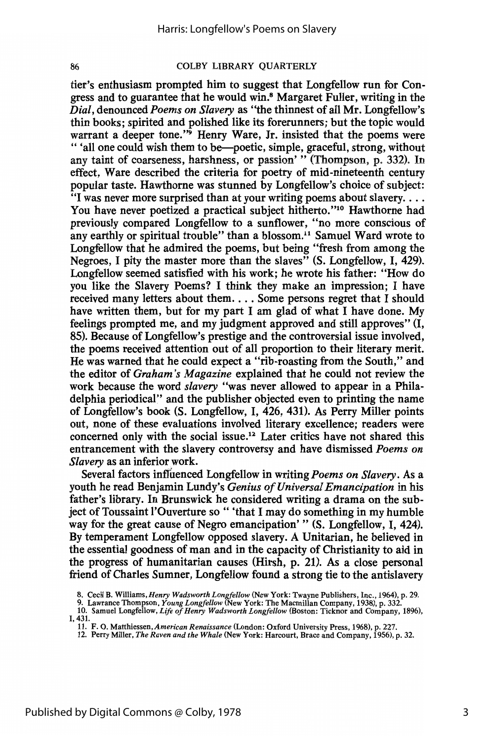tier's enthusiasm prompted him to suggest that Longfellow run for Congress and to guarantee that he would win.[8] Margaret Fuller, writing in the *Dial*, denounced *Poems on Slavery* as "the thinnest of all Mr. Longfellow's thin books; spirited and polished like its forerunners; but the topic would warrant a deeper tone."[9] Henry Ware, Jr. insisted that the poems were " 'all one could wish them to be—poetic, simple, graceful, strong, without any taint of coarseness, harshness, or passion' " (Thompson, p. 332). In effect, Ware described the criteria for poetry of mid-nineteenth century popular taste. Hawthorne was stunned by Longfellow's choice of subject: "I was never more surprised than at your writing poems about slavery. . . . You have never poetized a practical subject hitherto."[10] Hawthorne had previously compared Longfellow to a sunflower, "no more conscious of any earthly or spiritual trouble" than a blossom.[11] Samuel Ward wrote to Longfellow that he admired the poems, but being "fresh from among the Negroes, I pity the master more than the slaves" (S. Longfellow, I, 429). Longfellow seemed satisfied with his work; he wrote his father: "How do you like the Slavery Poems? I think they make an impression; I have received many letters about them. . . . Some persons regret that I should have written them, but for my part I am glad of what I have done. My feelings prompted me, and my judgment approved and still approves" (I, 85). Because of Longfellow's prestige and the controversial issue involved, the poems received attention out of all proportion to their literary merit. He was warned that he could expect a "rib-roasting from the South," and the editor of *Graham's Magazine* explained that he could not review the work because the word *slavery* "was never allowed to appear in a Philadelphia periodical" and the publisher objected even to printing the name of Longfellow's book (S. Longfellow, I, 426, 431). As Perry Miller points out, none of these evaluations involved literary excellence; readers were concerned only with the social issue.[12] Later critics have not shared this entrancement with the slavery controversy and have dismissed *Poems on Slavery* as an inferior work.

Several factors influenced Longfellow in writing *Poems on Slavery*. As a youth he read Benjamin Lundy's *Genius of Universal Emancipation* in his father's library. In Brunswick he considered writing a drama on the subject of Toussaint l'Ouverture so " 'that I may do something in my humble way for the great cause of Negro emancipation' " (S. Longfellow, I, 424). By temperament Longfellow opposed slavery. A Unitarian, he believed in the essential goodness of man and in the capacity of Christianity to aid in the progress of humanitarian causes (Hirsh, p. 21). As a close personal friend of Charles Sumner, Longfellow found a strong tie to the antislavery

8. Cecil B. Williams, *Henry Wadsworth Longfellow* (New York: Twayne Publishers, Inc., 1964), p. 29.
9. Lawrance Thompson, *Young Longfellow* (New York: The Macmillan Company, 1938), p. 332.
10. Samuel Longfellow, *Life of Henry Wadsworth Longfellow* (Boston: Ticknor and Company, 1896), I, 431.
11. F. O. Matthiessen, *American Renaissance* (London: Oxford University Press, 1968), p. 227.
12. Perry Miller, *The Raven and the Whale* (New York: Harcourt, Brace and Company, 1956), p. 32.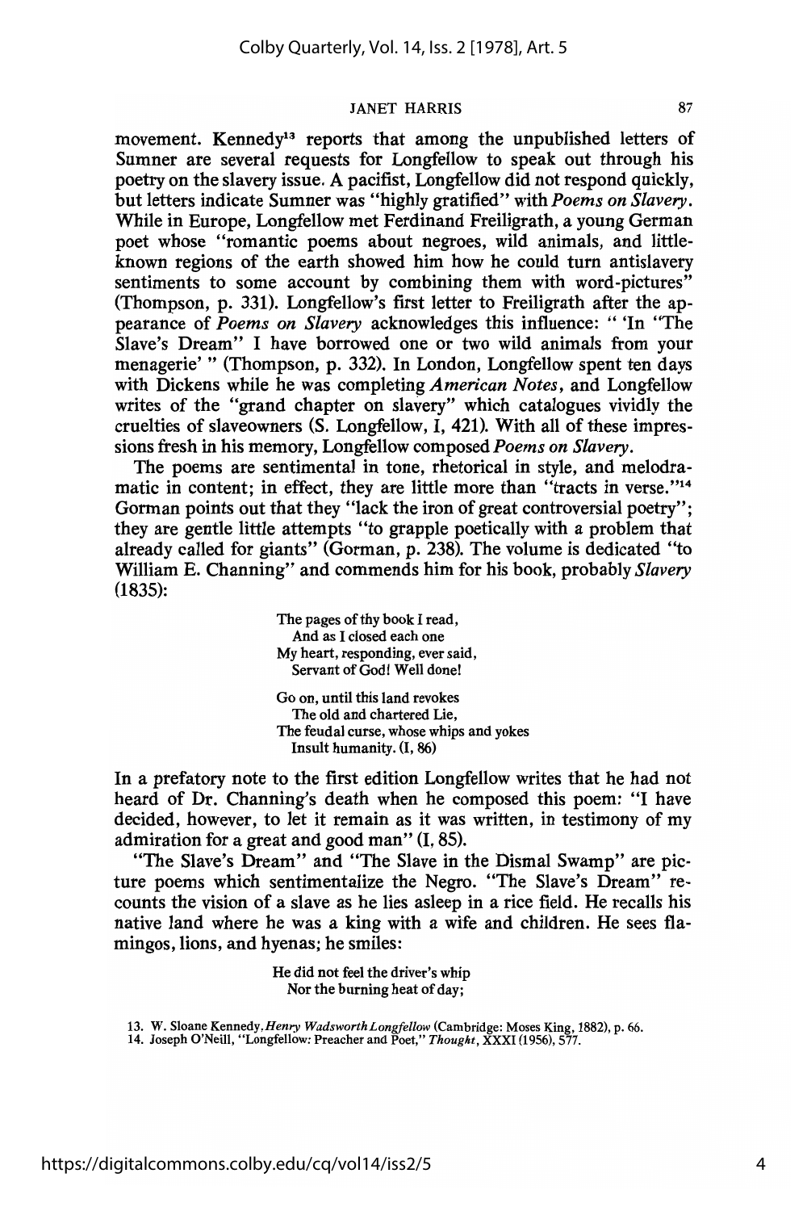movement. Kennedy[13] reports that among the unpublished letters of Sumner are several requests for Longfellow to speak out through his poetry on the slavery issue. A pacifist, Longfellow did not respond quickly, but letters indicate Sumner was "highly gratified" with *Poems on Slavery*. While in Europe, Longfellow met Ferdinand Freiligrath, a young German poet whose "romantic poems about negroes, wild animals, and little-known regions of the earth showed him how he could turn antislavery sentiments to some account by combining them with word-pictures" (Thompson, p. 331). Longfellow's first letter to Freiligrath after the appearance of *Poems on Slavery* acknowledges this influence: " 'In "The Slave's Dream" I have borrowed one or two wild animals from your menagerie' " (Thompson, p. 332). In London, Longfellow spent ten days with Dickens while he was completing *American Notes*, and Longfellow writes of the "grand chapter on slavery" which catalogues vividly the cruelties of slaveowners (S. Longfellow, I, 421). With all of these impressions fresh in his memory, Longfellow composed *Poems on Slavery*.

The poems are sentimental in tone, rhetorical in style, and melodramatic in content; in effect, they are little more than "tracts in verse."[14] Gorman points out that they "lack the iron of great controversial poetry"; they are gentle little attempts "to grapple poetically with a problem that already called for giants" (Gorman, p. 238). The volume is dedicated "to William E. Channing" and commends him for his book, probably *Slavery* (1835):

> The pages of thy book I read,
> And as I closed each one
> My heart, responding, ever said,
> Servant of God! Well done!
>
> Go on, until this land revokes
> The old and chartered Lie,
> The feudal curse, whose whips and yokes
> Insult humanity. (I, 86)

In a prefatory note to the first edition Longfellow writes that he had not heard of Dr. Channing's death when he composed this poem: "I have decided, however, to let it remain as it was written, in testimony of my admiration for a great and good man" (I, 85).

"The Slave's Dream" and "The Slave in the Dismal Swamp" are picture poems which sentimentalize the Negro. "The Slave's Dream" recounts the vision of a slave as he lies asleep in a rice field. He recalls his native land where he was a king with a wife and children. He sees flamingos, lions, and hyenas; he smiles:

> He did not feel the driver's whip
> Nor the burning heat of day;

13. W. Sloane Kennedy, *Henry Wadsworth Longfellow* (Cambridge: Moses King, 1882), p. 66.
14. Joseph O'Neill, "Longfellow: Preacher and Poet," *Thought*, XXXI (1956), 577.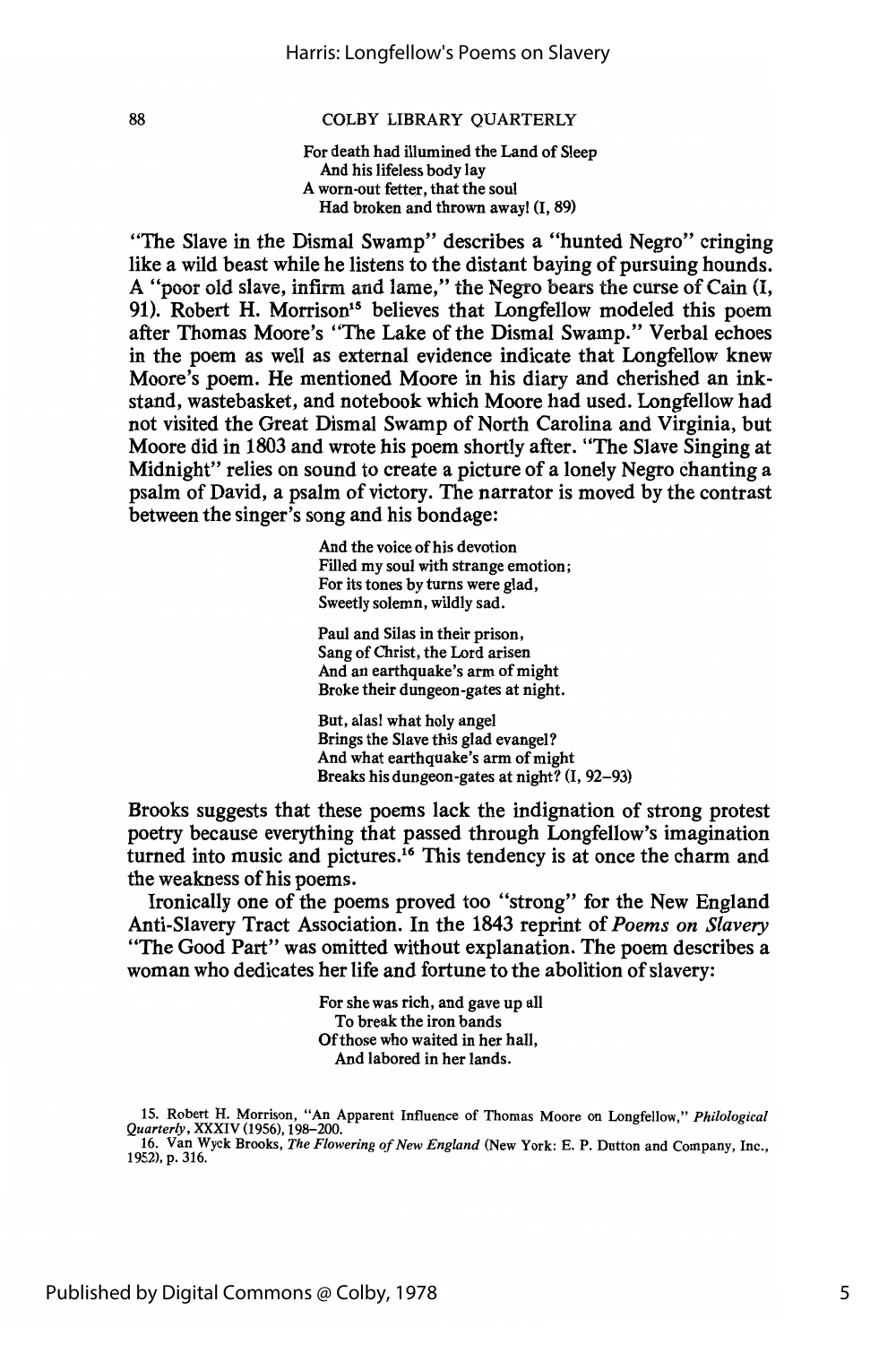For death had illumined the Land of Sleep
  And his lifeless body lay
A worn-out fetter, that the soul
  Had broken and thrown away! (I, 89)

"The Slave in the Dismal Swamp" describes a "hunted Negro" cringing like a wild beast while he listens to the distant baying of pursuing hounds. A "poor old slave, infirm and lame," the Negro bears the curse of Cain (I, 91). Robert H. Morrison[15] believes that Longfellow modeled this poem after Thomas Moore's "The Lake of the Dismal Swamp." Verbal echoes in the poem as well as external evidence indicate that Longfellow knew Moore's poem. He mentioned Moore in his diary and cherished an inkstand, wastebasket, and notebook which Moore had used. Longfellow had not visited the Great Dismal Swamp of North Carolina and Virginia, but Moore did in 1803 and wrote his poem shortly after. "The Slave Singing at Midnight" relies on sound to create a picture of a lonely Negro chanting a psalm of David, a psalm of victory. The narrator is moved by the contrast between the singer's song and his bondage:

And the voice of his devotion
Filled my soul with strange emotion;
For its tones by turns were glad,
Sweetly solemn, wildly sad.

Paul and Silas in their prison,
Sang of Christ, the Lord arisen
And an earthquake's arm of might
Broke their dungeon-gates at night.

But, alas! what holy angel
Brings the Slave this glad evangel?
And what earthquake's arm of might
Breaks his dungeon-gates at night? (I, 92–93)

Brooks suggests that these poems lack the indignation of strong protest poetry because everything that passed through Longfellow's imagination turned into music and pictures.[16] This tendency is at once the charm and the weakness of his poems.

Ironically one of the poems proved too "strong" for the New England Anti-Slavery Tract Association. In the 1843 reprint of *Poems on Slavery* "The Good Part" was omitted without explanation. The poem describes a woman who dedicates her life and fortune to the abolition of slavery:

For she was rich, and gave up all
  To break the iron bands
Of those who waited in her hall,
  And labored in her lands.

15. Robert H. Morrison, "An Apparent Influence of Thomas Moore on Longfellow," *Philological Quarterly*, XXXIV (1956), 198–200.

16. Van Wyck Brooks, *The Flowering of New England* (New York: E. P. Dutton and Company, Inc., 1952), p. 316.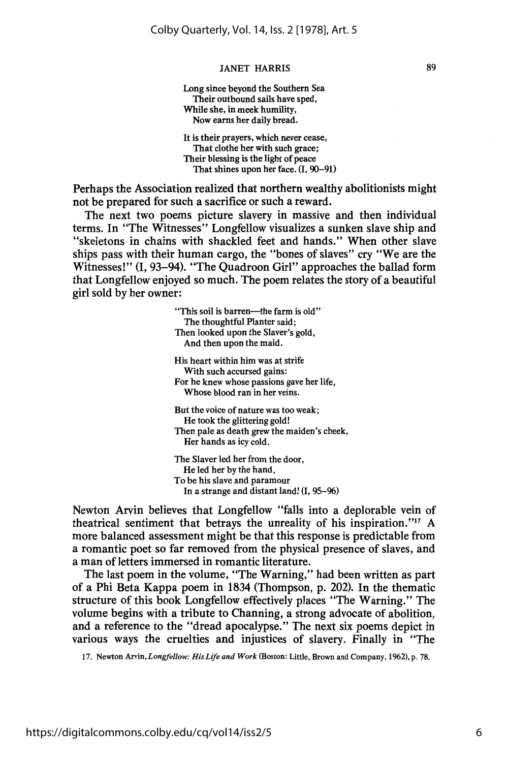Long since beyond the Southern Sea  
  Their outbound sails have sped,  
While she, in meek humility,  
  Now earns her daily bread.

It is their prayers, which never cease,  
  That clothe her with such grace;  
Their blessing is the light of peace  
  That shines upon her face. (I, 90–91)

Perhaps the Association realized that northern wealthy abolitionists might not be prepared for such a sacrifice or such a reward.

The next two poems picture slavery in massive and then individual terms. In "The Witnesses" Longfellow visualizes a sunken slave ship and "skeletons in chains with shackled feet and hands." When other slave ships pass with their human cargo, the "bones of slaves" cry "We are the Witnesses!" (I, 93–94). "The Quadroon Girl" approaches the ballad form that Longfellow enjoyed so much. The poem relates the story of a beautiful girl sold by her owner:

"This soil is barren—the farm is old"  
  The thoughtful Planter said;  
Then looked upon the Slaver's gold,  
  And then upon the maid.

His heart within him was at strife  
  With such accursed gains:  
For he knew whose passions gave her life,  
  Whose blood ran in her veins.

But the voice of nature was too weak;  
  He took the glittering gold!  
Then pale as death grew the maiden's cheek,  
  Her hands as icy cold.

The Slaver led her from the door,  
  He led her by the hand,  
To be his slave and paramour  
  In a strange and distant land! (I, 95–96)

Newton Arvin believes that Longfellow "falls into a deplorable vein of theatrical sentiment that betrays the unreality of his inspiration."[17] A more balanced assessment might be that this response is predictable from a romantic poet so far removed from the physical presence of slaves, and a man of letters immersed in romantic literature.

The last poem in the volume, "The Warning," had been written as part of a Phi Beta Kappa poem in 1834 (Thompson, p. 202). In the thematic structure of this book Longfellow effectively places "The Warning." The volume begins with a tribute to Channing, a strong advocate of abolition, and a reference to the "dread apocalypse." The next six poems depict in various ways the cruelties and injustices of slavery. Finally in "The

17. Newton Arvin, *Longfellow: His Life and Work* (Boston: Little, Brown and Company, 1962), p. 78.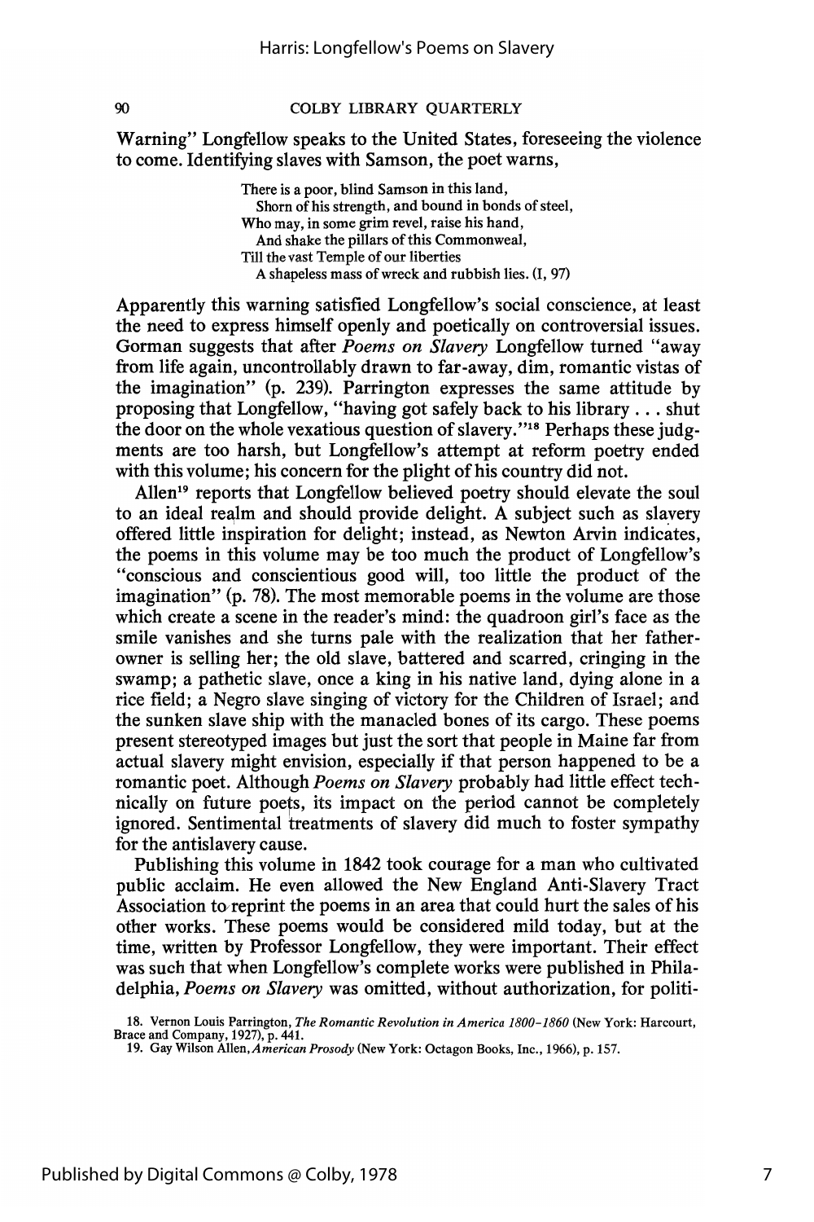Warning" Longfellow speaks to the United States, foreseeing the violence to come. Identifying slaves with Samson, the poet warns,

> There is a poor, blind Samson in this land,
> Shorn of his strength, and bound in bonds of steel,
> Who may, in some grim revel, raise his hand,
> And shake the pillars of this Commonweal,
> Till the vast Temple of our liberties
> A shapeless mass of wreck and rubbish lies. (I, 97)

Apparently this warning satisfied Longfellow's social conscience, at least the need to express himself openly and poetically on controversial issues. Gorman suggests that after *Poems on Slavery* Longfellow turned "away from life again, uncontrollably drawn to far-away, dim, romantic vistas of the imagination" (p. 239). Parrington expresses the same attitude by proposing that Longfellow, "having got safely back to his library . . . shut the door on the whole vexatious question of slavery."[18] Perhaps these judgments are too harsh, but Longfellow's attempt at reform poetry ended with this volume; his concern for the plight of his country did not.

Allen[19] reports that Longfellow believed poetry should elevate the soul to an ideal realm and should provide delight. A subject such as slavery offered little inspiration for delight; instead, as Newton Arvin indicates, the poems in this volume may be too much the product of Longfellow's "conscious and conscientious good will, too little the product of the imagination" (p. 78). The most memorable poems in the volume are those which create a scene in the reader's mind: the quadroon girl's face as the smile vanishes and she turns pale with the realization that her father-owner is selling her; the old slave, battered and scarred, cringing in the swamp; a pathetic slave, once a king in his native land, dying alone in a rice field; a Negro slave singing of victory for the Children of Israel; and the sunken slave ship with the manacled bones of its cargo. These poems present stereotyped images but just the sort that people in Maine far from actual slavery might envision, especially if that person happened to be a romantic poet. Although *Poems on Slavery* probably had little effect technically on future poets, its impact on the period cannot be completely ignored. Sentimental treatments of slavery did much to foster sympathy for the antislavery cause.

Publishing this volume in 1842 took courage for a man who cultivated public acclaim. He even allowed the New England Anti-Slavery Tract Association to reprint the poems in an area that could hurt the sales of his other works. These poems would be considered mild today, but at the time, written by Professor Longfellow, they were important. Their effect was such that when Longfellow's complete works were published in Philadelphia, *Poems on Slavery* was omitted, without authorization, for politi-

18. Vernon Louis Parrington, *The Romantic Revolution in America 1800–1860* (New York: Harcourt, Brace and Company, 1927), p. 441.

19. Gay Wilson Allen, *American Prosody* (New York: Octagon Books, Inc., 1966), p. 157.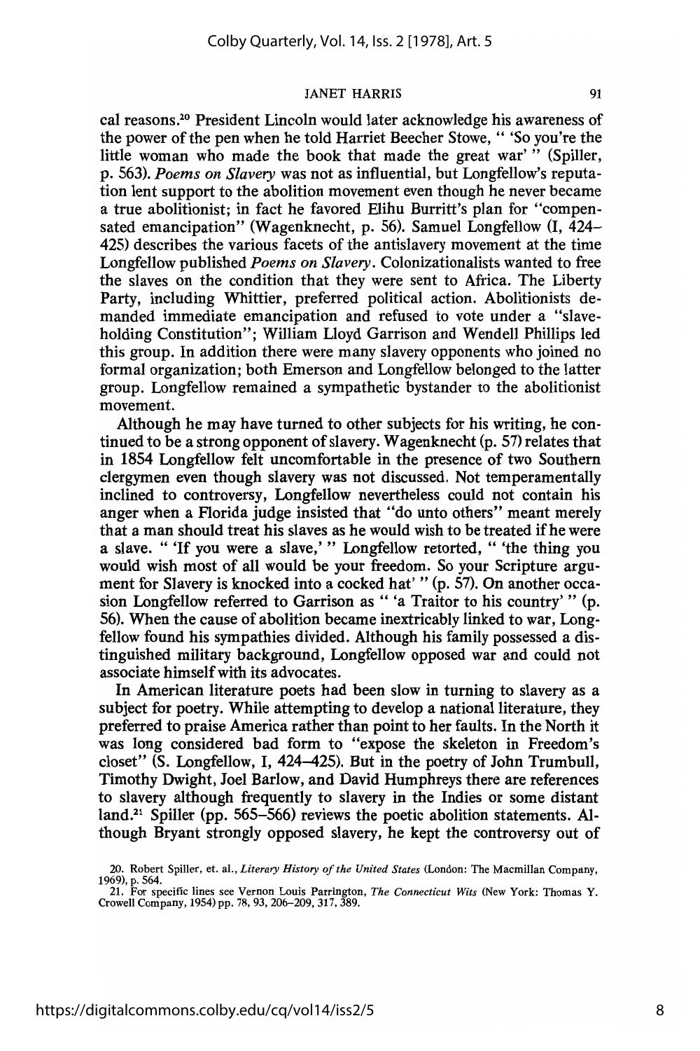cal reasons.[20] President Lincoln would later acknowledge his awareness of the power of the pen when he told Harriet Beecher Stowe, " 'So you're the little woman who made the book that made the great war' " (Spiller, p. 563). *Poems on Slavery* was not as influential, but Longfellow's reputation lent support to the abolition movement even though he never became a true abolitionist; in fact he favored Elihu Burritt's plan for "compensated emancipation" (Wagenknecht, p. 56). Samuel Longfellow (I, 424–425) describes the various facets of the antislavery movement at the time Longfellow published *Poems on Slavery*. Colonizationalists wanted to free the slaves on the condition that they were sent to Africa. The Liberty Party, including Whittier, preferred political action. Abolitionists demanded immediate emancipation and refused to vote under a "slave-holding Constitution"; William Lloyd Garrison and Wendell Phillips led this group. In addition there were many slavery opponents who joined no formal organization; both Emerson and Longfellow belonged to the latter group. Longfellow remained a sympathetic bystander to the abolitionist movement.

Although he may have turned to other subjects for his writing, he continued to be a strong opponent of slavery. Wagenknecht (p. 57) relates that in 1854 Longfellow felt uncomfortable in the presence of two Southern clergymen even though slavery was not discussed. Not temperamentally inclined to controversy, Longfellow nevertheless could not contain his anger when a Florida judge insisted that "do unto others" meant merely that a man should treat his slaves as he would wish to be treated if he were a slave. " 'If you were a slave,' " Longfellow retorted, " 'the thing you would wish most of all would be your freedom. So your Scripture argument for Slavery is knocked into a cocked hat' " (p. 57). On another occasion Longfellow referred to Garrison as " 'a Traitor to his country' " (p. 56). When the cause of abolition became inextricably linked to war, Longfellow found his sympathies divided. Although his family possessed a distinguished military background, Longfellow opposed war and could not associate himself with its advocates.

In American literature poets had been slow in turning to slavery as a subject for poetry. While attempting to develop a national literature, they preferred to praise America rather than point to her faults. In the North it was long considered bad form to "expose the skeleton in Freedom's closet" (S. Longfellow, I, 424–425). But in the poetry of John Trumbull, Timothy Dwight, Joel Barlow, and David Humphreys there are references to slavery although frequently to slavery in the Indies or some distant land.[21] Spiller (pp. 565–566) reviews the poetic abolition statements. Although Bryant strongly opposed slavery, he kept the controversy out of

20. Robert Spiller, et. al., *Literary History of the United States* (London: The Macmillan Company, 1969), p. 564.

21. For specific lines see Vernon Louis Parrington, *The Connecticut Wits* (New York: Thomas Y. Crowell Company, 1954) pp. 78, 93, 206–209, 317, 389.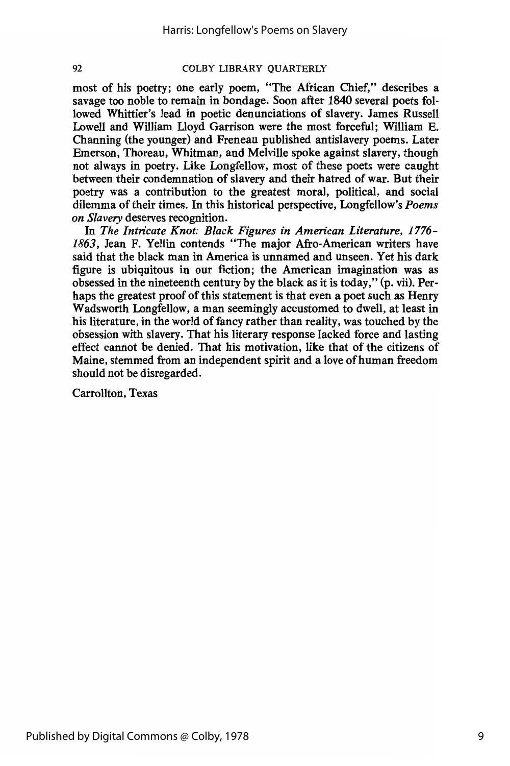most of his poetry; one early poem, "The African Chief," describes a savage too noble to remain in bondage. Soon after 1840 several poets followed Whittier's lead in poetic denunciations of slavery. James Russell Lowell and William Lloyd Garrison were the most forceful; William E. Channing (the younger) and Freneau published antislavery poems. Later Emerson, Thoreau, Whitman, and Melville spoke against slavery, though not always in poetry. Like Longfellow, most of these poets were caught between their condemnation of slavery and their hatred of war. But their poetry was a contribution to the greatest moral, political, and social dilemma of their times. In this historical perspective, Longfellow's *Poems on Slavery* deserves recognition.

In *The Intricate Knot: Black Figures in American Literature, 1776-1863*, Jean F. Yellin contends "The major Afro-American writers have said that the black man in America is unnamed and unseen. Yet his dark figure is ubiquitous in our fiction; the American imagination was as obsessed in the nineteenth century by the black as it is today," (p. vii). Perhaps the greatest proof of this statement is that even a poet such as Henry Wadsworth Longfellow, a man seemingly accustomed to dwell, at least in his literature, in the world of fancy rather than reality, was touched by the obsession with slavery. That his literary response lacked force and lasting effect cannot be denied. That his motivation, like that of the citizens of Maine, stemmed from an independent spirit and a love of human freedom should not be disregarded.

Carrollton, Texas